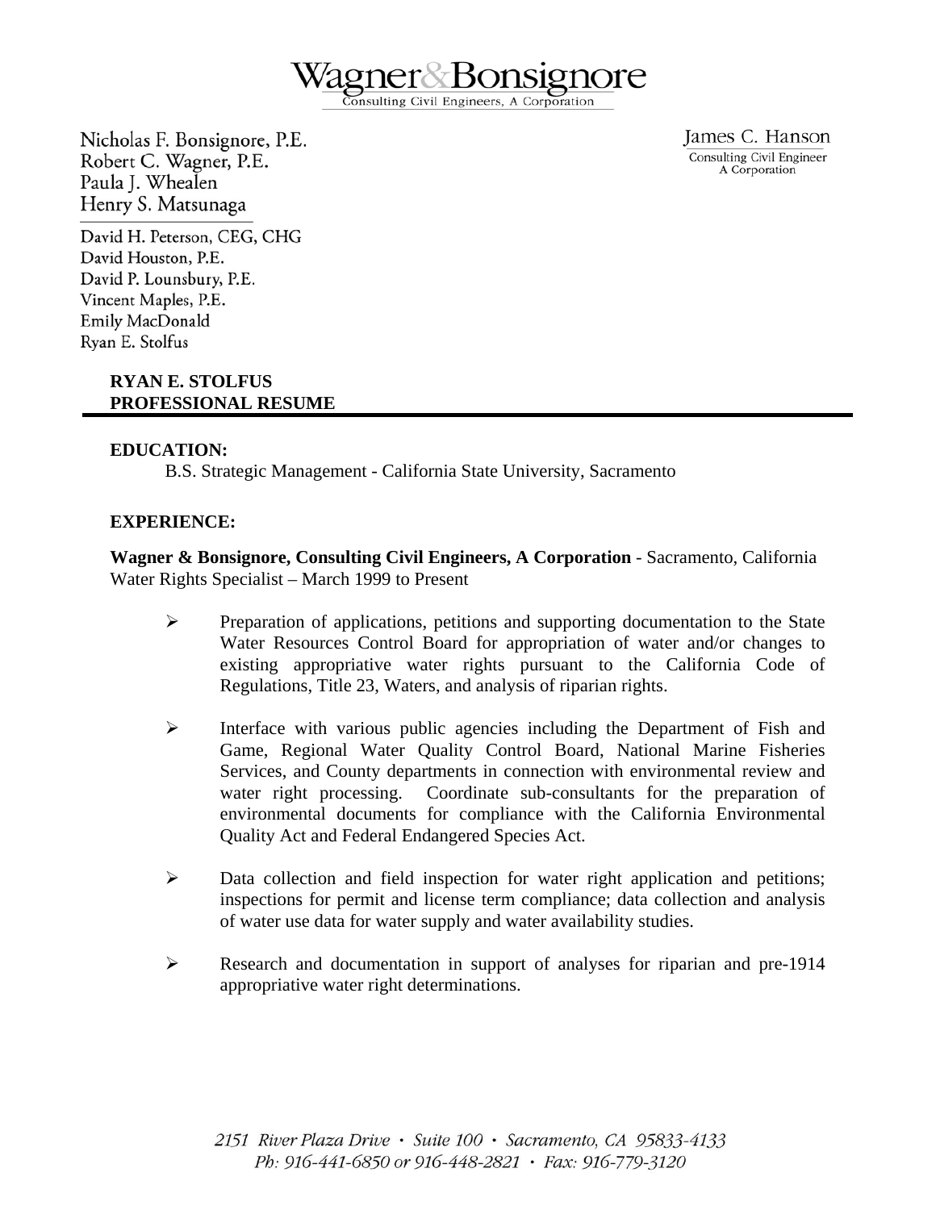# Wagner & Bonsignore

Consulting Civil Engineers, A Corporation

Nicholas F. Bonsignore, P.E.
Robert C. Wagner, P.E.
Paula J. Whealen
Henry S. Matsunaga

David H. Peterson, CEG, CHG
David Houston, P.E.
David P. Lounsbury, P.E.
Vincent Maples, P.E.
Emily MacDonald
Ryan E. Stolfus

James C. Hanson
Consulting Civil Engineer
A Corporation

## RYAN E. STOLFUS
## PROFESSIONAL RESUME

### EDUCATION:

B.S. Strategic Management - California State University, Sacramento

### EXPERIENCE:

**Wagner & Bonsignore, Consulting Civil Engineers, A Corporation** - Sacramento, California
Water Rights Specialist – March 1999 to Present

- Preparation of applications, petitions and supporting documentation to the State Water Resources Control Board for appropriation of water and/or changes to existing appropriative water rights pursuant to the California Code of Regulations, Title 23, Waters, and analysis of riparian rights.
- Interface with various public agencies including the Department of Fish and Game, Regional Water Quality Control Board, National Marine Fisheries Services, and County departments in connection with environmental review and water right processing. Coordinate sub-consultants for the preparation of environmental documents for compliance with the California Environmental Quality Act and Federal Endangered Species Act.
- Data collection and field inspection for water right application and petitions; inspections for permit and license term compliance; data collection and analysis of water use data for water supply and water availability studies.
- Research and documentation in support of analyses for riparian and pre-1914 appropriative water right determinations.

*2151 River Plaza Drive • Suite 100 • Sacramento, CA 95833-4133*
*Ph: 916-441-6850 or 916-448-2821 • Fax: 916-779-3120*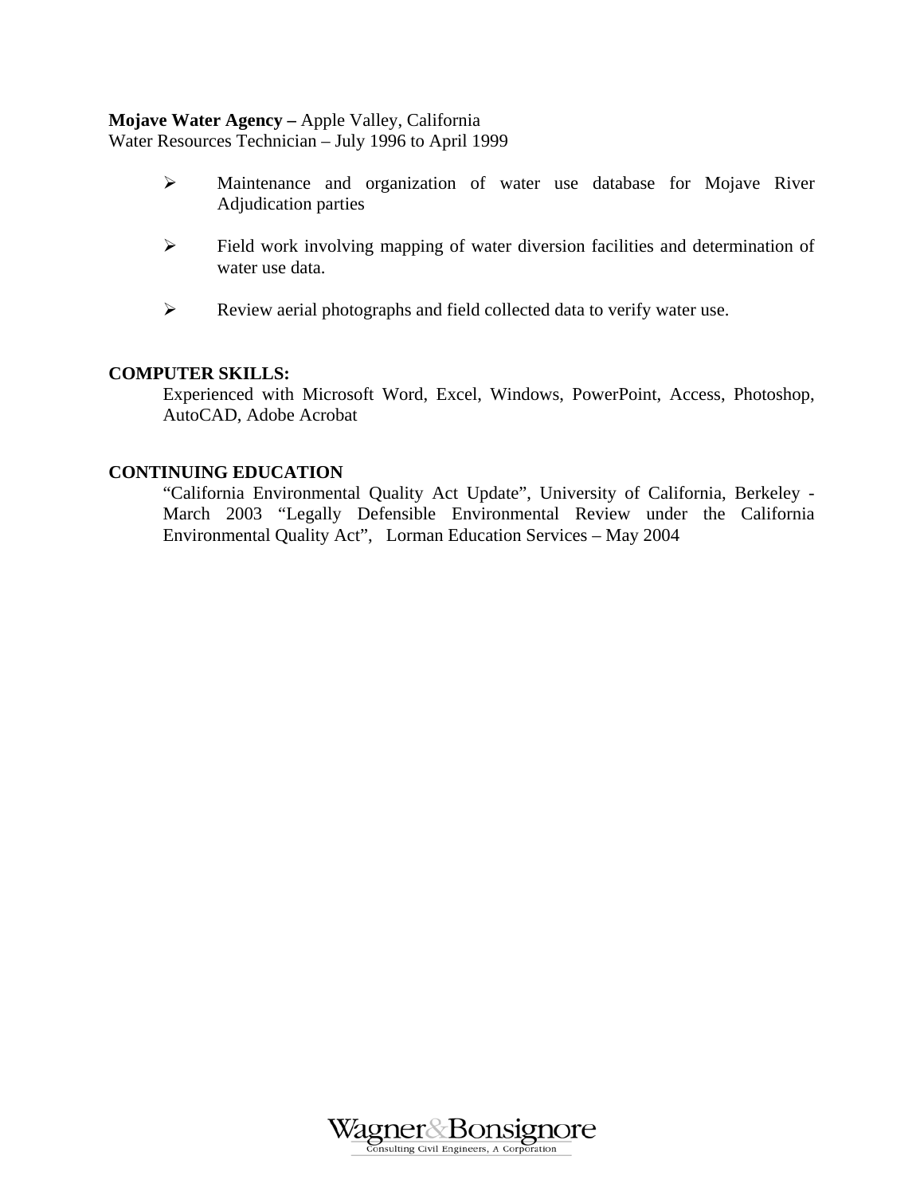**Mojave Water Agency –** Apple Valley, California
Water Resources Technician – July 1996 to April 1999

- Maintenance and organization of water use database for Mojave River Adjudication parties

- Field work involving mapping of water diversion facilities and determination of water use data.

- Review aerial photographs and field collected data to verify water use.

**COMPUTER SKILLS:**

Experienced with Microsoft Word, Excel, Windows, PowerPoint, Access, Photoshop, AutoCAD, Adobe Acrobat

**CONTINUING EDUCATION**

"California Environmental Quality Act Update", University of California, Berkeley - March 2003 "Legally Defensible Environmental Review under the California Environmental Quality Act", Lorman Education Services – May 2004